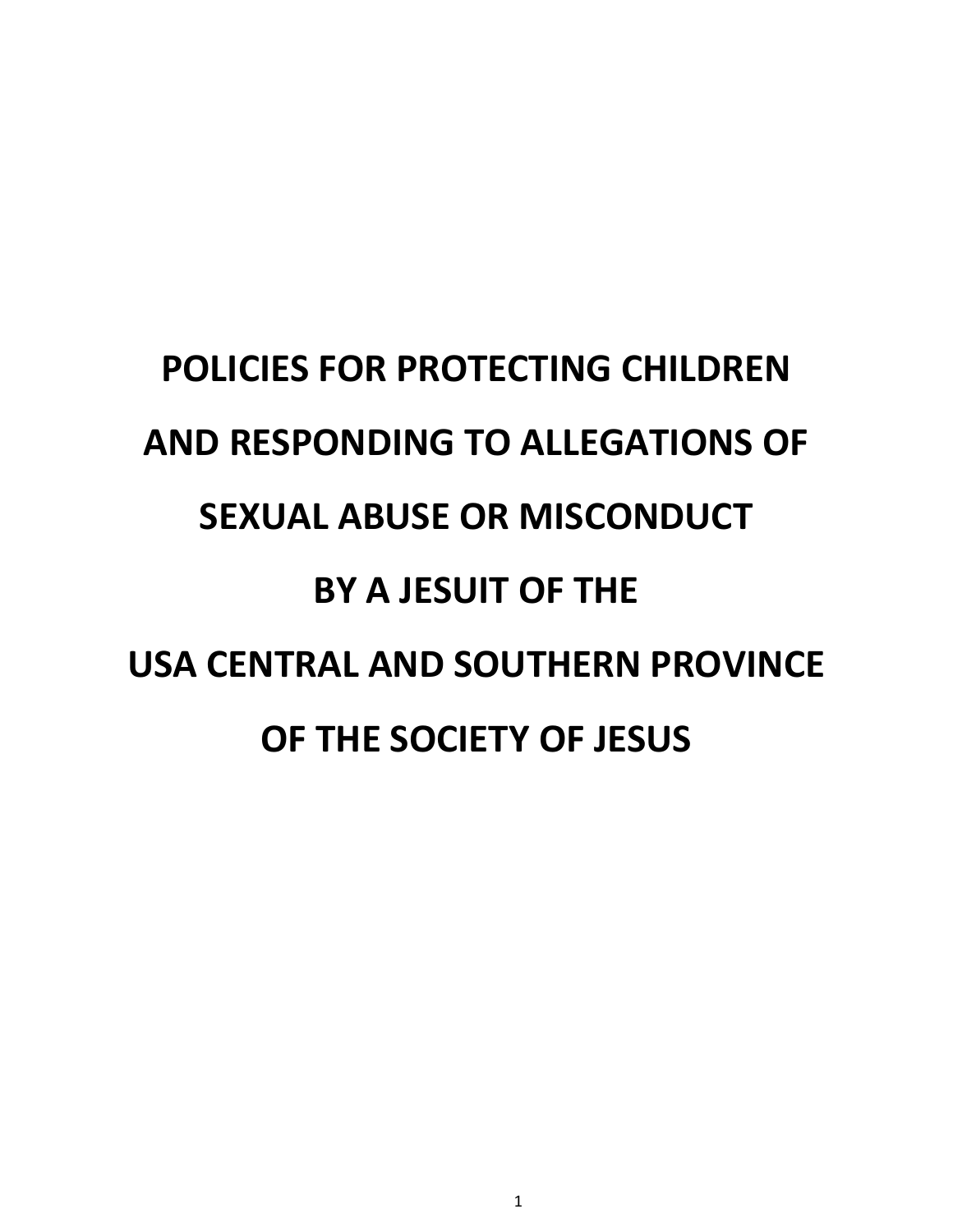# POLICIES FOR PROTECTING CHILDREN AND RESPONDING TO ALLEGATIONS OF SEXUAL ABUSE OR MISCONDUCT BY A JESUIT OF THE USA CENTRAL AND SOUTHERN PROVINCE OF THE SOCIETY OF JESUS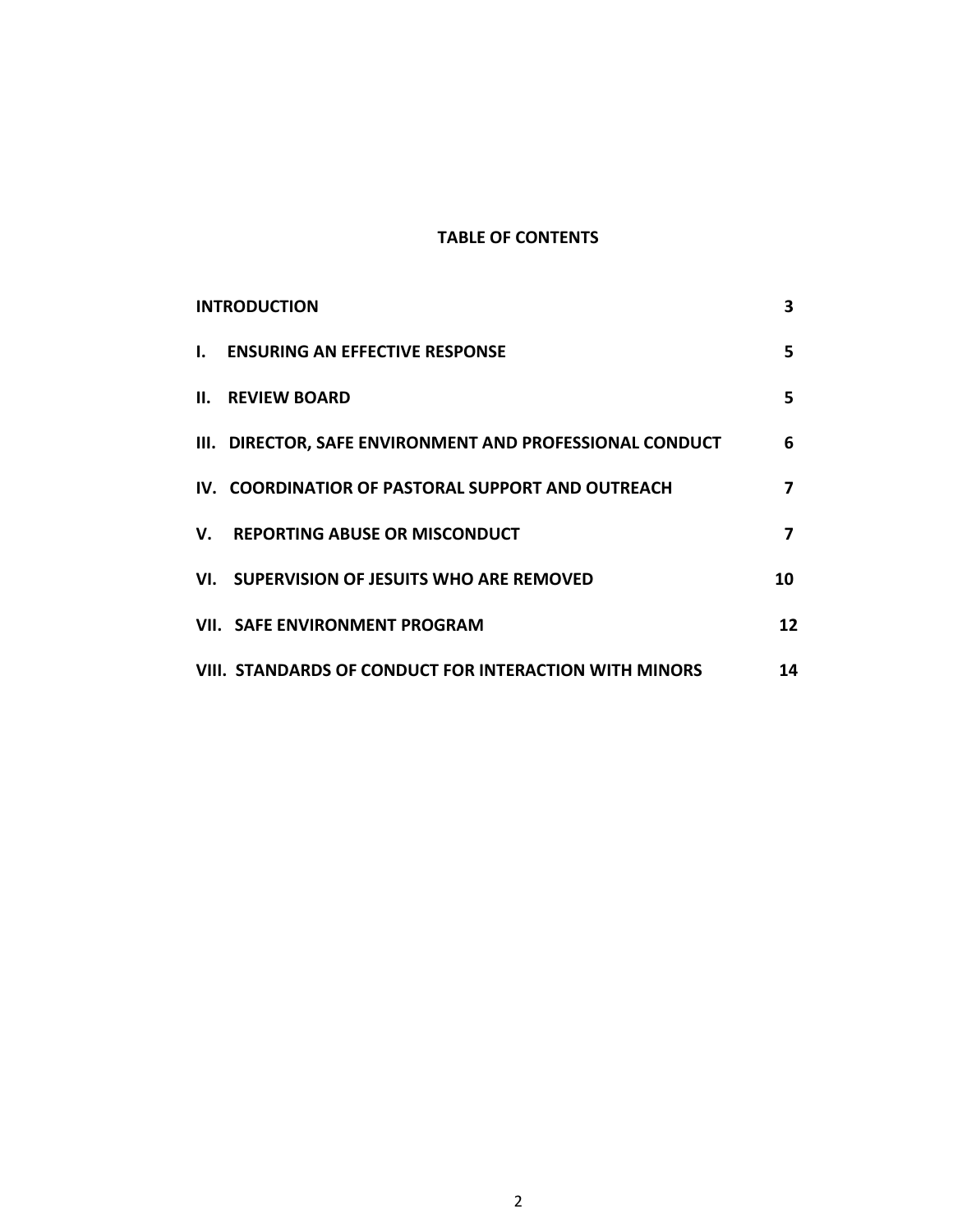**TABLE OF CONTENTS**

| | |
|---|---|
| **INTRODUCTION** | **3** |
| **I. ENSURING AN EFFECTIVE RESPONSE** | **5** |
| **II. REVIEW BOARD** | **5** |
| **III. DIRECTOR, SAFE ENVIRONMENT AND PROFESSIONAL CONDUCT** | **6** |
| **IV. COORDINATIOR OF PASTORAL SUPPORT AND OUTREACH** | **7** |
| **V. REPORTING ABUSE OR MISCONDUCT** | **7** |
| **VI. SUPERVISION OF JESUITS WHO ARE REMOVED** | **10** |
| **VII. SAFE ENVIRONMENT PROGRAM** | **12** |
| **VIII. STANDARDS OF CONDUCT FOR INTERACTION WITH MINORS** | **14** |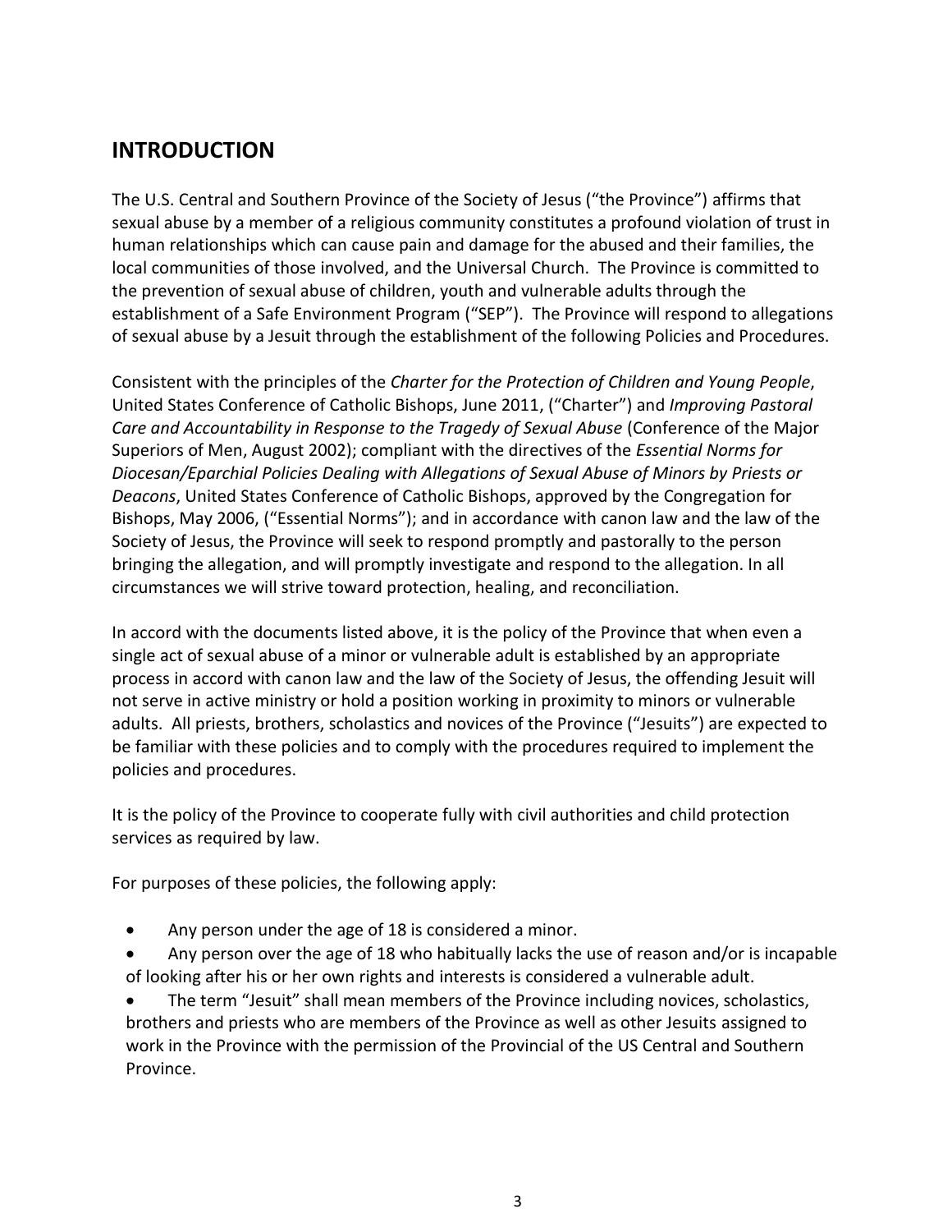## INTRODUCTION

The U.S. Central and Southern Province of the Society of Jesus ("the Province") affirms that sexual abuse by a member of a religious community constitutes a profound violation of trust in human relationships which can cause pain and damage for the abused and their families, the local communities of those involved, and the Universal Church. The Province is committed to the prevention of sexual abuse of children, youth and vulnerable adults through the establishment of a Safe Environment Program ("SEP"). The Province will respond to allegations of sexual abuse by a Jesuit through the establishment of the following Policies and Procedures.

Consistent with the principles of the *Charter for the Protection of Children and Young People*, United States Conference of Catholic Bishops, June 2011, ("Charter") and *Improving Pastoral Care and Accountability in Response to the Tragedy of Sexual Abuse* (Conference of the Major Superiors of Men, August 2002); compliant with the directives of the *Essential Norms for Diocesan/Eparchial Policies Dealing with Allegations of Sexual Abuse of Minors by Priests or Deacons*, United States Conference of Catholic Bishops, approved by the Congregation for Bishops, May 2006, ("Essential Norms"); and in accordance with canon law and the law of the Society of Jesus, the Province will seek to respond promptly and pastorally to the person bringing the allegation, and will promptly investigate and respond to the allegation. In all circumstances we will strive toward protection, healing, and reconciliation.

In accord with the documents listed above, it is the policy of the Province that when even a single act of sexual abuse of a minor or vulnerable adult is established by an appropriate process in accord with canon law and the law of the Society of Jesus, the offending Jesuit will not serve in active ministry or hold a position working in proximity to minors or vulnerable adults. All priests, brothers, scholastics and novices of the Province ("Jesuits") are expected to be familiar with these policies and to comply with the procedures required to implement the policies and procedures.

It is the policy of the Province to cooperate fully with civil authorities and child protection services as required by law.

For purposes of these policies, the following apply:

- Any person under the age of 18 is considered a minor.
- Any person over the age of 18 who habitually lacks the use of reason and/or is incapable of looking after his or her own rights and interests is considered a vulnerable adult.
- The term "Jesuit" shall mean members of the Province including novices, scholastics, brothers and priests who are members of the Province as well as other Jesuits assigned to work in the Province with the permission of the Provincial of the US Central and Southern Province.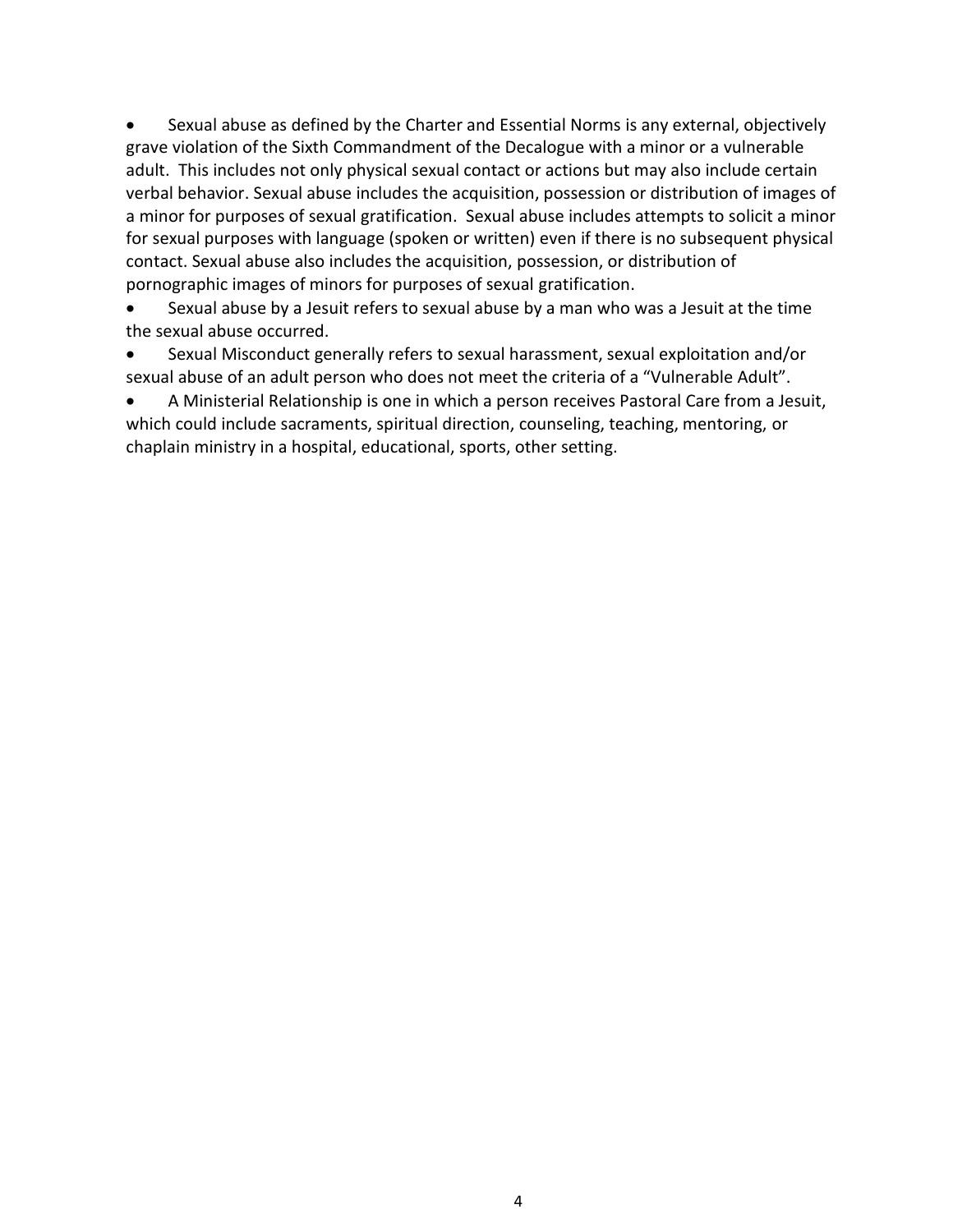- Sexual abuse as defined by the Charter and Essential Norms is any external, objectively grave violation of the Sixth Commandment of the Decalogue with a minor or a vulnerable adult. This includes not only physical sexual contact or actions but may also include certain verbal behavior. Sexual abuse includes the acquisition, possession or distribution of images of a minor for purposes of sexual gratification. Sexual abuse includes attempts to solicit a minor for sexual purposes with language (spoken or written) even if there is no subsequent physical contact. Sexual abuse also includes the acquisition, possession, or distribution of pornographic images of minors for purposes of sexual gratification.
- Sexual abuse by a Jesuit refers to sexual abuse by a man who was a Jesuit at the time the sexual abuse occurred.
- Sexual Misconduct generally refers to sexual harassment, sexual exploitation and/or sexual abuse of an adult person who does not meet the criteria of a "Vulnerable Adult".
- A Ministerial Relationship is one in which a person receives Pastoral Care from a Jesuit, which could include sacraments, spiritual direction, counseling, teaching, mentoring, or chaplain ministry in a hospital, educational, sports, other setting.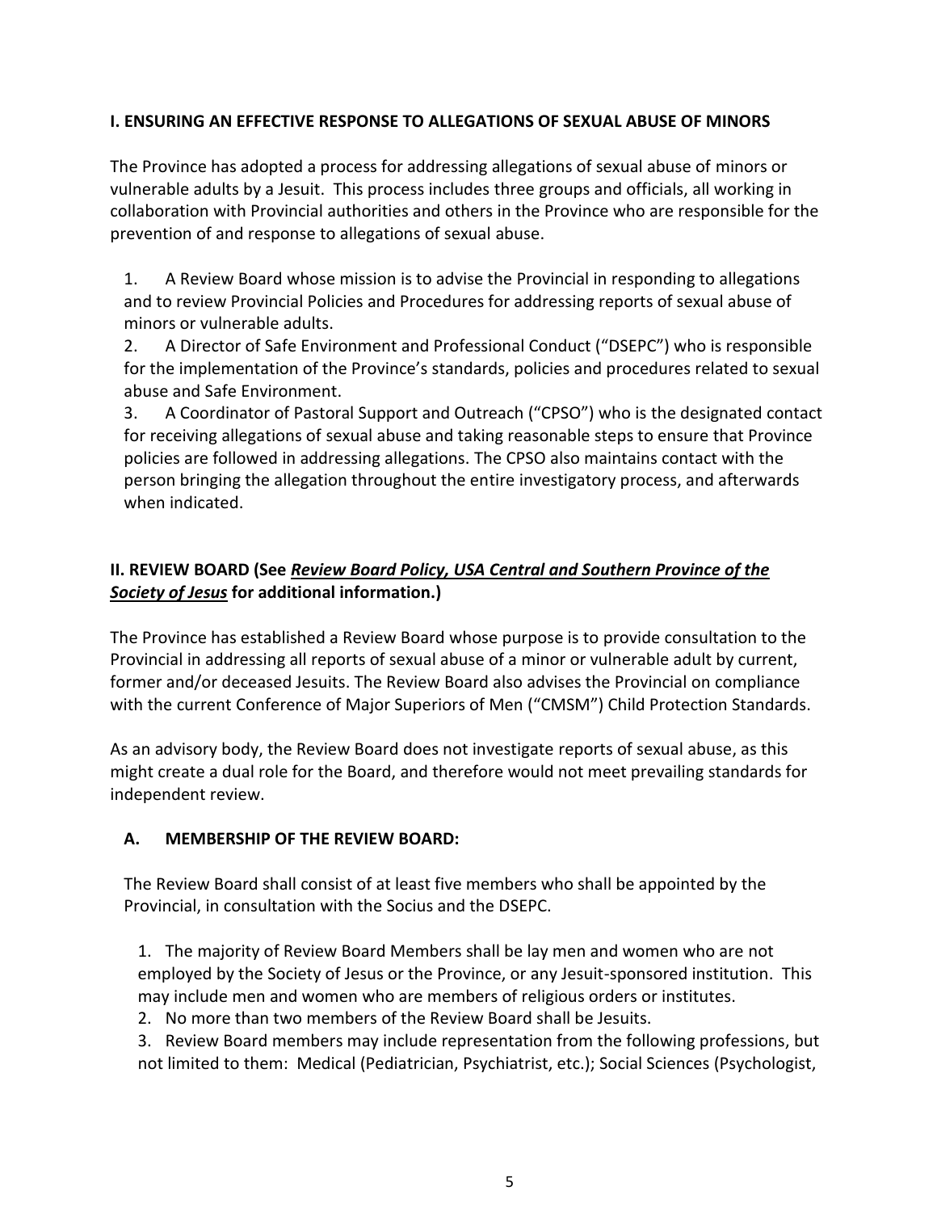## I. ENSURING AN EFFECTIVE RESPONSE TO ALLEGATIONS OF SEXUAL ABUSE OF MINORS

The Province has adopted a process for addressing allegations of sexual abuse of minors or vulnerable adults by a Jesuit. This process includes three groups and officials, all working in collaboration with Provincial authorities and others in the Province who are responsible for the prevention of and response to allegations of sexual abuse.

1. A Review Board whose mission is to advise the Provincial in responding to allegations and to review Provincial Policies and Procedures for addressing reports of sexual abuse of minors or vulnerable adults.
2. A Director of Safe Environment and Professional Conduct ("DSEPC") who is responsible for the implementation of the Province's standards, policies and procedures related to sexual abuse and Safe Environment.
3. A Coordinator of Pastoral Support and Outreach ("CPSO") who is the designated contact for receiving allegations of sexual abuse and taking reasonable steps to ensure that Province policies are followed in addressing allegations. The CPSO also maintains contact with the person bringing the allegation throughout the entire investigatory process, and afterwards when indicated.

## II. REVIEW BOARD (See *Review Board Policy, USA Central and Southern Province of the Society of Jesus* for additional information.)

The Province has established a Review Board whose purpose is to provide consultation to the Provincial in addressing all reports of sexual abuse of a minor or vulnerable adult by current, former and/or deceased Jesuits. The Review Board also advises the Provincial on compliance with the current Conference of Major Superiors of Men ("CMSM") Child Protection Standards.

As an advisory body, the Review Board does not investigate reports of sexual abuse, as this might create a dual role for the Board, and therefore would not meet prevailing standards for independent review.

### A. MEMBERSHIP OF THE REVIEW BOARD:

The Review Board shall consist of at least five members who shall be appointed by the Provincial, in consultation with the Socius and the DSEPC.

1. The majority of Review Board Members shall be lay men and women who are not employed by the Society of Jesus or the Province, or any Jesuit-sponsored institution. This may include men and women who are members of religious orders or institutes.
2. No more than two members of the Review Board shall be Jesuits.
3. Review Board members may include representation from the following professions, but not limited to them: Medical (Pediatrician, Psychiatrist, etc.); Social Sciences (Psychologist,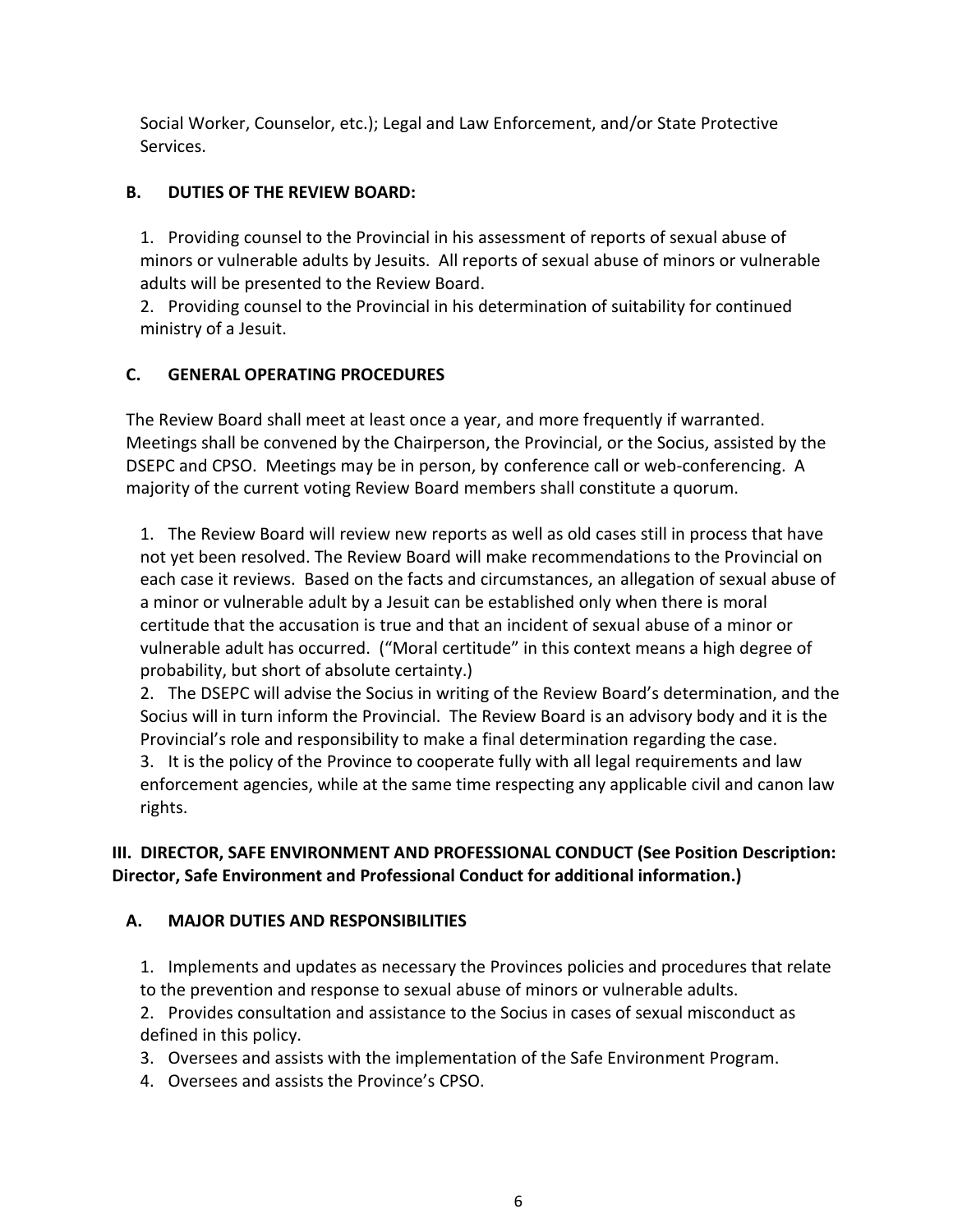Social Worker, Counselor, etc.); Legal and Law Enforcement, and/or State Protective Services.

### B. DUTIES OF THE REVIEW BOARD:

1. Providing counsel to the Provincial in his assessment of reports of sexual abuse of minors or vulnerable adults by Jesuits. All reports of sexual abuse of minors or vulnerable adults will be presented to the Review Board.
2. Providing counsel to the Provincial in his determination of suitability for continued ministry of a Jesuit.

### C. GENERAL OPERATING PROCEDURES

The Review Board shall meet at least once a year, and more frequently if warranted. Meetings shall be convened by the Chairperson, the Provincial, or the Socius, assisted by the DSEPC and CPSO. Meetings may be in person, by conference call or web-conferencing. A majority of the current voting Review Board members shall constitute a quorum.

1. The Review Board will review new reports as well as old cases still in process that have not yet been resolved. The Review Board will make recommendations to the Provincial on each case it reviews. Based on the facts and circumstances, an allegation of sexual abuse of a minor or vulnerable adult by a Jesuit can be established only when there is moral certitude that the accusation is true and that an incident of sexual abuse of a minor or vulnerable adult has occurred. ("Moral certitude" in this context means a high degree of probability, but short of absolute certainty.)
2. The DSEPC will advise the Socius in writing of the Review Board's determination, and the Socius will in turn inform the Provincial. The Review Board is an advisory body and it is the Provincial's role and responsibility to make a final determination regarding the case.
3. It is the policy of the Province to cooperate fully with all legal requirements and law enforcement agencies, while at the same time respecting any applicable civil and canon law rights.

## III. DIRECTOR, SAFE ENVIRONMENT AND PROFESSIONAL CONDUCT (See Position Description: Director, Safe Environment and Professional Conduct for additional information.)

### A. MAJOR DUTIES AND RESPONSIBILITIES

1. Implements and updates as necessary the Provinces policies and procedures that relate to the prevention and response to sexual abuse of minors or vulnerable adults.
2. Provides consultation and assistance to the Socius in cases of sexual misconduct as defined in this policy.
3. Oversees and assists with the implementation of the Safe Environment Program.
4. Oversees and assists the Province's CPSO.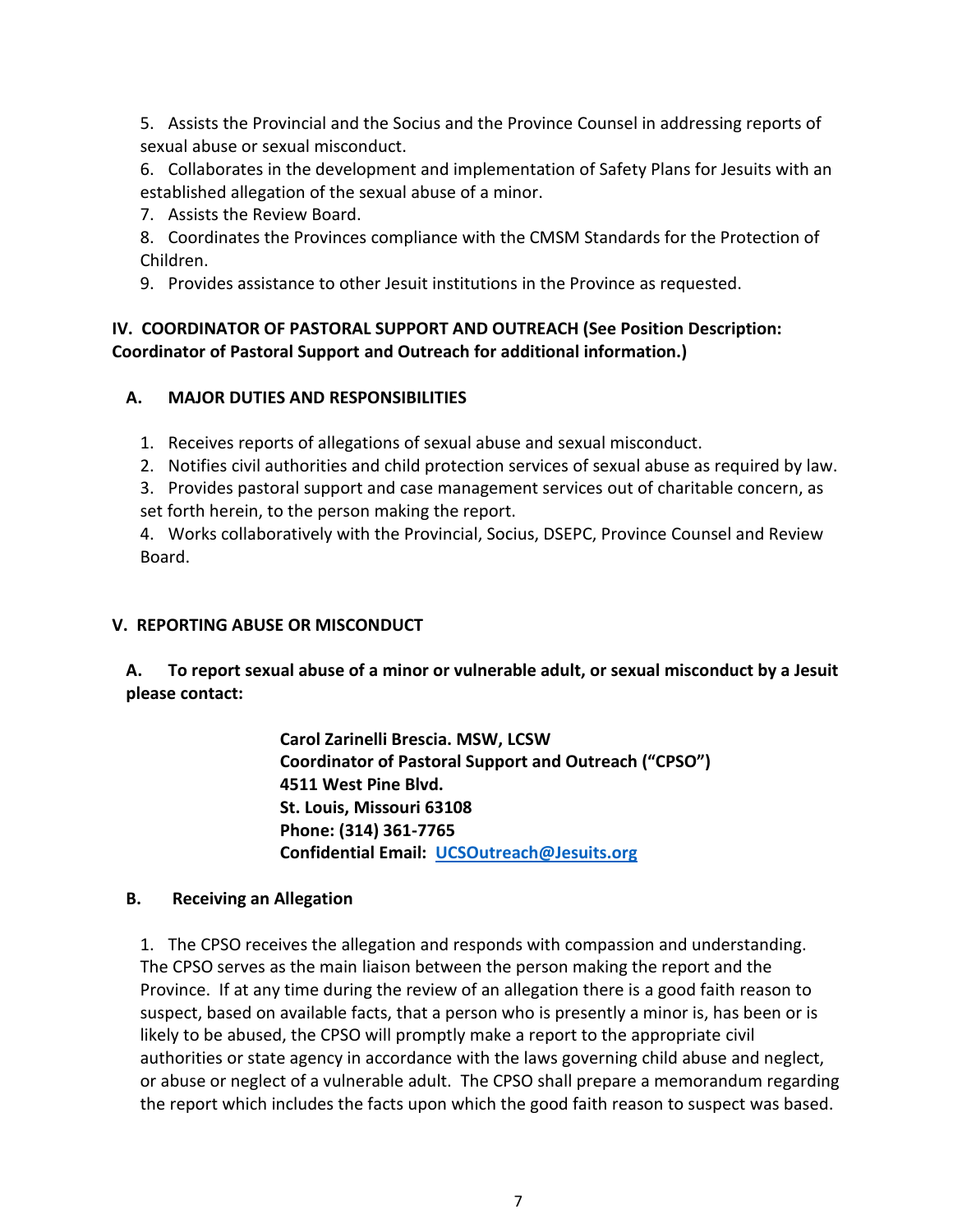5. Assists the Provincial and the Socius and the Province Counsel in addressing reports of sexual abuse or sexual misconduct.
6. Collaborates in the development and implementation of Safety Plans for Jesuits with an established allegation of the sexual abuse of a minor.
7. Assists the Review Board.
8. Coordinates the Provinces compliance with the CMSM Standards for the Protection of Children.
9. Provides assistance to other Jesuit institutions in the Province as requested.

## IV. COORDINATOR OF PASTORAL SUPPORT AND OUTREACH (See Position Description: Coordinator of Pastoral Support and Outreach for additional information.)

### A. MAJOR DUTIES AND RESPONSIBILITIES

1. Receives reports of allegations of sexual abuse and sexual misconduct.
2. Notifies civil authorities and child protection services of sexual abuse as required by law.
3. Provides pastoral support and case management services out of charitable concern, as set forth herein, to the person making the report.
4. Works collaboratively with the Provincial, Socius, DSEPC, Province Counsel and Review Board.

## V. REPORTING ABUSE OR MISCONDUCT

### A. To report sexual abuse of a minor or vulnerable adult, or sexual misconduct by a Jesuit please contact:

**Carol Zarinelli Brescia. MSW, LCSW**
**Coordinator of Pastoral Support and Outreach ("CPSO")**
**4511 West Pine Blvd.**
**St. Louis, Missouri 63108**
**Phone: (314) 361-7765**
**Confidential Email: UCSOutreach@Jesuits.org**

### B. Receiving an Allegation

1. The CPSO receives the allegation and responds with compassion and understanding. The CPSO serves as the main liaison between the person making the report and the Province. If at any time during the review of an allegation there is a good faith reason to suspect, based on available facts, that a person who is presently a minor is, has been or is likely to be abused, the CPSO will promptly make a report to the appropriate civil authorities or state agency in accordance with the laws governing child abuse and neglect, or abuse or neglect of a vulnerable adult. The CPSO shall prepare a memorandum regarding the report which includes the facts upon which the good faith reason to suspect was based.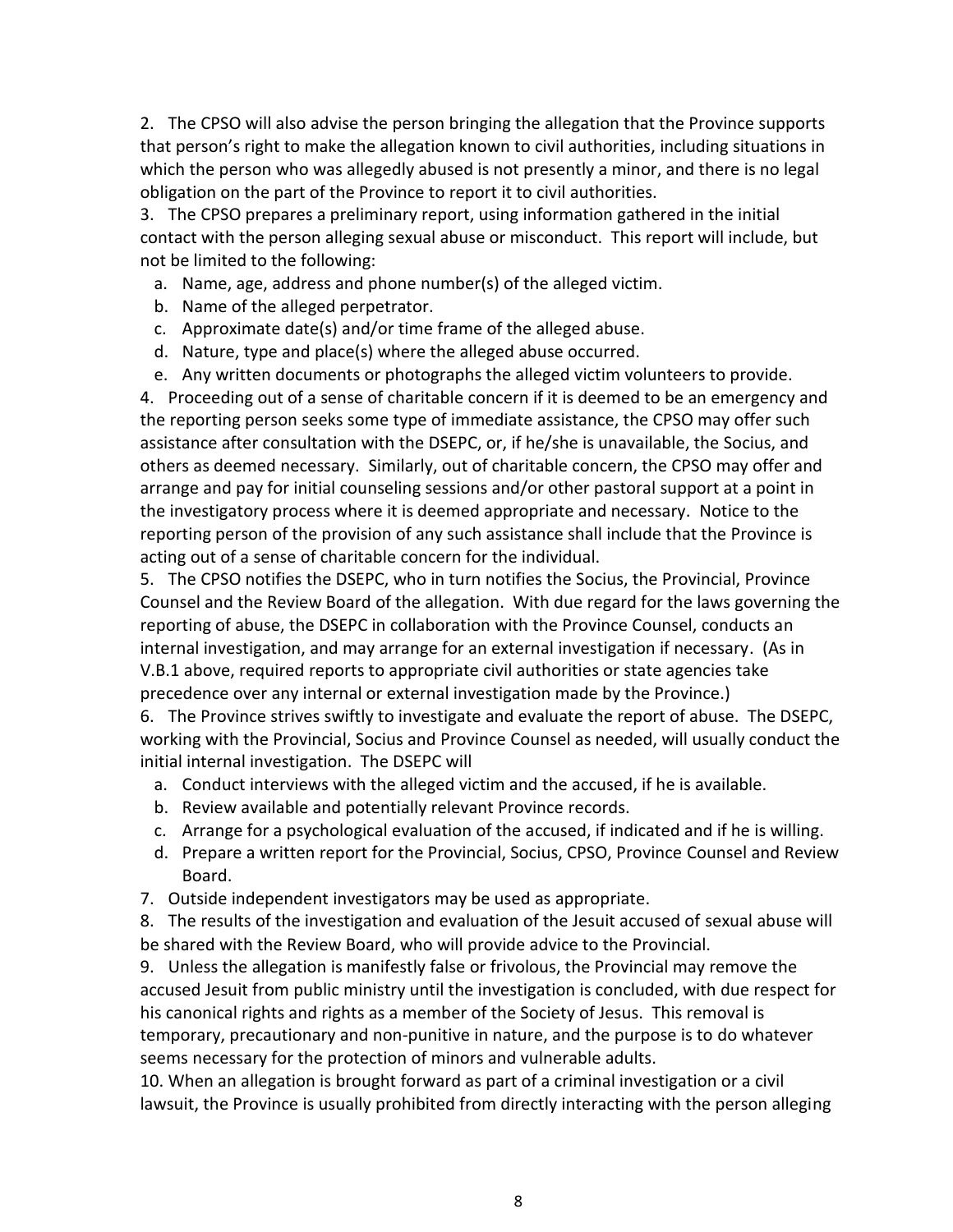2. The CPSO will also advise the person bringing the allegation that the Province supports that person's right to make the allegation known to civil authorities, including situations in which the person who was allegedly abused is not presently a minor, and there is no legal obligation on the part of the Province to report it to civil authorities.

3. The CPSO prepares a preliminary report, using information gathered in the initial contact with the person alleging sexual abuse or misconduct. This report will include, but not be limited to the following:

   a. Name, age, address and phone number(s) of the alleged victim.
   b. Name of the alleged perpetrator.
   c. Approximate date(s) and/or time frame of the alleged abuse.
   d. Nature, type and place(s) where the alleged abuse occurred.
   e. Any written documents or photographs the alleged victim volunteers to provide.

4. Proceeding out of a sense of charitable concern if it is deemed to be an emergency and the reporting person seeks some type of immediate assistance, the CPSO may offer such assistance after consultation with the DSEPC, or, if he/she is unavailable, the Socius, and others as deemed necessary. Similarly, out of charitable concern, the CPSO may offer and arrange and pay for initial counseling sessions and/or other pastoral support at a point in the investigatory process where it is deemed appropriate and necessary. Notice to the reporting person of the provision of any such assistance shall include that the Province is acting out of a sense of charitable concern for the individual.

5. The CPSO notifies the DSEPC, who in turn notifies the Socius, the Provincial, Province Counsel and the Review Board of the allegation. With due regard for the laws governing the reporting of abuse, the DSEPC in collaboration with the Province Counsel, conducts an internal investigation, and may arrange for an external investigation if necessary. (As in V.B.1 above, required reports to appropriate civil authorities or state agencies take precedence over any internal or external investigation made by the Province.)

6. The Province strives swiftly to investigate and evaluate the report of abuse. The DSEPC, working with the Provincial, Socius and Province Counsel as needed, will usually conduct the initial internal investigation. The DSEPC will

   a. Conduct interviews with the alleged victim and the accused, if he is available.
   b. Review available and potentially relevant Province records.
   c. Arrange for a psychological evaluation of the accused, if indicated and if he is willing.
   d. Prepare a written report for the Provincial, Socius, CPSO, Province Counsel and Review Board.

7. Outside independent investigators may be used as appropriate.

8. The results of the investigation and evaluation of the Jesuit accused of sexual abuse will be shared with the Review Board, who will provide advice to the Provincial.

9. Unless the allegation is manifestly false or frivolous, the Provincial may remove the accused Jesuit from public ministry until the investigation is concluded, with due respect for his canonical rights and rights as a member of the Society of Jesus. This removal is temporary, precautionary and non-punitive in nature, and the purpose is to do whatever seems necessary for the protection of minors and vulnerable adults.

10. When an allegation is brought forward as part of a criminal investigation or a civil lawsuit, the Province is usually prohibited from directly interacting with the person alleging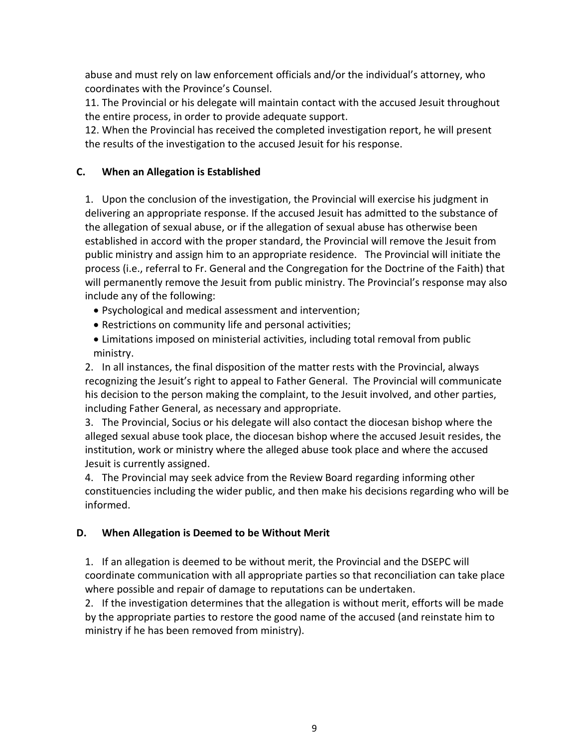abuse and must rely on law enforcement officials and/or the individual's attorney, who coordinates with the Province's Counsel.

11. The Provincial or his delegate will maintain contact with the accused Jesuit throughout the entire process, in order to provide adequate support.

12. When the Provincial has received the completed investigation report, he will present the results of the investigation to the accused Jesuit for his response.

### C. When an Allegation is Established

1. Upon the conclusion of the investigation, the Provincial will exercise his judgment in delivering an appropriate response. If the accused Jesuit has admitted to the substance of the allegation of sexual abuse, or if the allegation of sexual abuse has otherwise been established in accord with the proper standard, the Provincial will remove the Jesuit from public ministry and assign him to an appropriate residence. The Provincial will initiate the process (i.e., referral to Fr. General and the Congregation for the Doctrine of the Faith) that will permanently remove the Jesuit from public ministry. The Provincial's response may also include any of the following:
   - Psychological and medical assessment and intervention;
   - Restrictions on community life and personal activities;
   - Limitations imposed on ministerial activities, including total removal from public ministry.
2. In all instances, the final disposition of the matter rests with the Provincial, always recognizing the Jesuit's right to appeal to Father General. The Provincial will communicate his decision to the person making the complaint, to the Jesuit involved, and other parties, including Father General, as necessary and appropriate.
3. The Provincial, Socius or his delegate will also contact the diocesan bishop where the alleged sexual abuse took place, the diocesan bishop where the accused Jesuit resides, the institution, work or ministry where the alleged abuse took place and where the accused Jesuit is currently assigned.
4. The Provincial may seek advice from the Review Board regarding informing other constituencies including the wider public, and then make his decisions regarding who will be informed.

### D. When Allegation is Deemed to be Without Merit

1. If an allegation is deemed to be without merit, the Provincial and the DSEPC will coordinate communication with all appropriate parties so that reconciliation can take place where possible and repair of damage to reputations can be undertaken.
2. If the investigation determines that the allegation is without merit, efforts will be made by the appropriate parties to restore the good name of the accused (and reinstate him to ministry if he has been removed from ministry).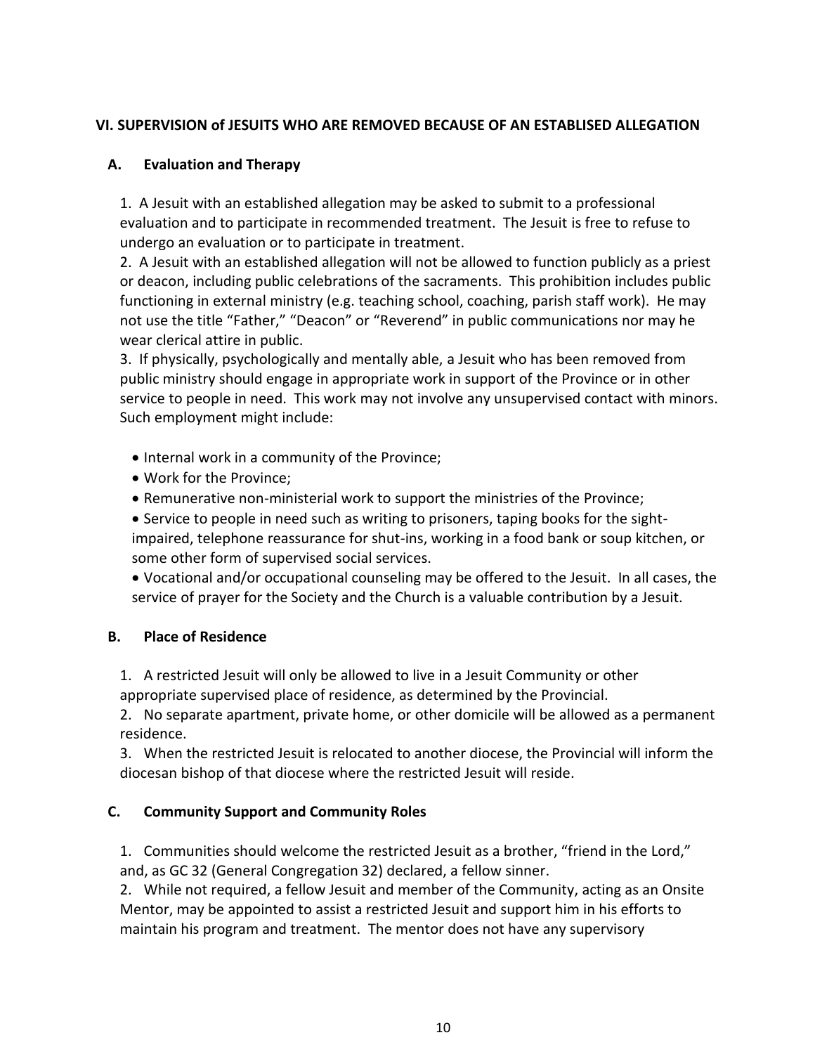## VI. SUPERVISION of JESUITS WHO ARE REMOVED BECAUSE OF AN ESTABLISED ALLEGATION

### A. Evaluation and Therapy

1. A Jesuit with an established allegation may be asked to submit to a professional evaluation and to participate in recommended treatment. The Jesuit is free to refuse to undergo an evaluation or to participate in treatment.
2. A Jesuit with an established allegation will not be allowed to function publicly as a priest or deacon, including public celebrations of the sacraments. This prohibition includes public functioning in external ministry (e.g. teaching school, coaching, parish staff work). He may not use the title "Father," "Deacon" or "Reverend" in public communications nor may he wear clerical attire in public.
3. If physically, psychologically and mentally able, a Jesuit who has been removed from public ministry should engage in appropriate work in support of the Province or in other service to people in need. This work may not involve any unsupervised contact with minors. Such employment might include:

- Internal work in a community of the Province;
- Work for the Province;
- Remunerative non-ministerial work to support the ministries of the Province;
- Service to people in need such as writing to prisoners, taping books for the sight-impaired, telephone reassurance for shut-ins, working in a food bank or soup kitchen, or some other form of supervised social services.
- Vocational and/or occupational counseling may be offered to the Jesuit. In all cases, the service of prayer for the Society and the Church is a valuable contribution by a Jesuit.

### B. Place of Residence

1. A restricted Jesuit will only be allowed to live in a Jesuit Community or other appropriate supervised place of residence, as determined by the Provincial.
2. No separate apartment, private home, or other domicile will be allowed as a permanent residence.
3. When the restricted Jesuit is relocated to another diocese, the Provincial will inform the diocesan bishop of that diocese where the restricted Jesuit will reside.

### C. Community Support and Community Roles

1. Communities should welcome the restricted Jesuit as a brother, "friend in the Lord," and, as GC 32 (General Congregation 32) declared, a fellow sinner.
2. While not required, a fellow Jesuit and member of the Community, acting as an Onsite Mentor, may be appointed to assist a restricted Jesuit and support him in his efforts to maintain his program and treatment. The mentor does not have any supervisory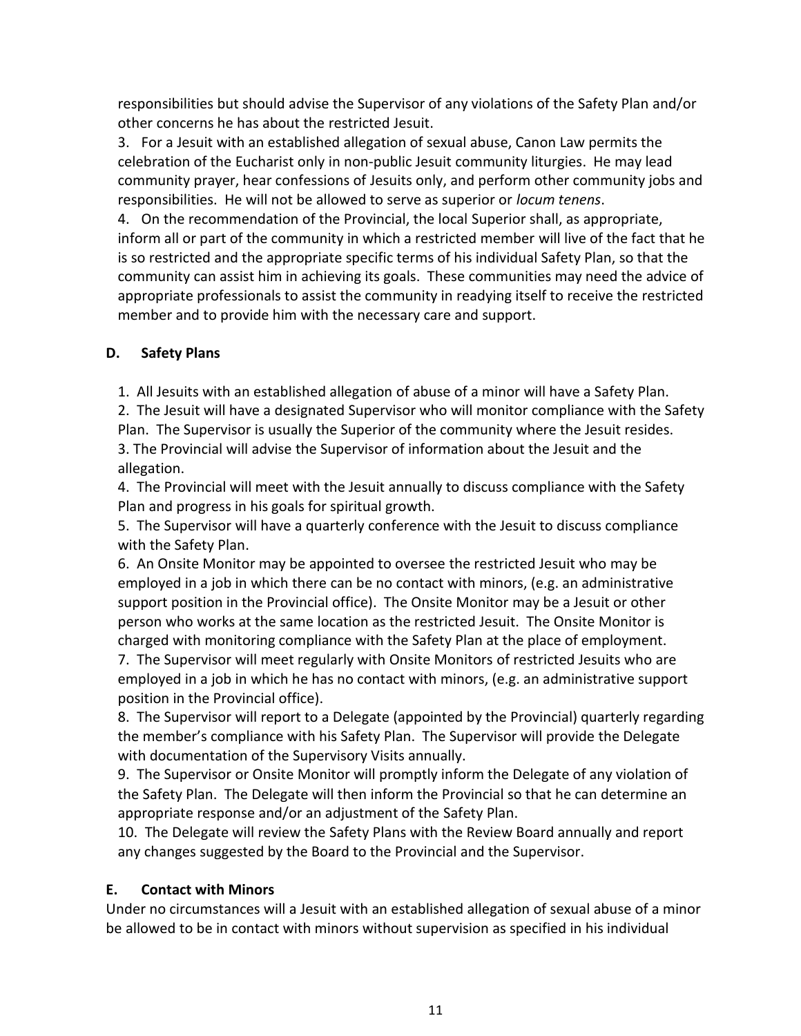responsibilities but should advise the Supervisor of any violations of the Safety Plan and/or other concerns he has about the restricted Jesuit.

3. For a Jesuit with an established allegation of sexual abuse, Canon Law permits the celebration of the Eucharist only in non-public Jesuit community liturgies. He may lead community prayer, hear confessions of Jesuits only, and perform other community jobs and responsibilities. He will not be allowed to serve as superior or *locum tenens*.

4. On the recommendation of the Provincial, the local Superior shall, as appropriate, inform all or part of the community in which a restricted member will live of the fact that he is so restricted and the appropriate specific terms of his individual Safety Plan, so that the community can assist him in achieving its goals. These communities may need the advice of appropriate professionals to assist the community in readying itself to receive the restricted member and to provide him with the necessary care and support.

### D. Safety Plans

1. All Jesuits with an established allegation of abuse of a minor will have a Safety Plan.
2. The Jesuit will have a designated Supervisor who will monitor compliance with the Safety Plan. The Supervisor is usually the Superior of the community where the Jesuit resides.
3. The Provincial will advise the Supervisor of information about the Jesuit and the allegation.
4. The Provincial will meet with the Jesuit annually to discuss compliance with the Safety Plan and progress in his goals for spiritual growth.
5. The Supervisor will have a quarterly conference with the Jesuit to discuss compliance with the Safety Plan.
6. An Onsite Monitor may be appointed to oversee the restricted Jesuit who may be employed in a job in which there can be no contact with minors, (e.g. an administrative support position in the Provincial office). The Onsite Monitor may be a Jesuit or other person who works at the same location as the restricted Jesuit. The Onsite Monitor is charged with monitoring compliance with the Safety Plan at the place of employment.
7. The Supervisor will meet regularly with Onsite Monitors of restricted Jesuits who are employed in a job in which he has no contact with minors, (e.g. an administrative support position in the Provincial office).
8. The Supervisor will report to a Delegate (appointed by the Provincial) quarterly regarding the member's compliance with his Safety Plan. The Supervisor will provide the Delegate with documentation of the Supervisory Visits annually.
9. The Supervisor or Onsite Monitor will promptly inform the Delegate of any violation of the Safety Plan. The Delegate will then inform the Provincial so that he can determine an appropriate response and/or an adjustment of the Safety Plan.
10. The Delegate will review the Safety Plans with the Review Board annually and report any changes suggested by the Board to the Provincial and the Supervisor.

### E. Contact with Minors

Under no circumstances will a Jesuit with an established allegation of sexual abuse of a minor be allowed to be in contact with minors without supervision as specified in his individual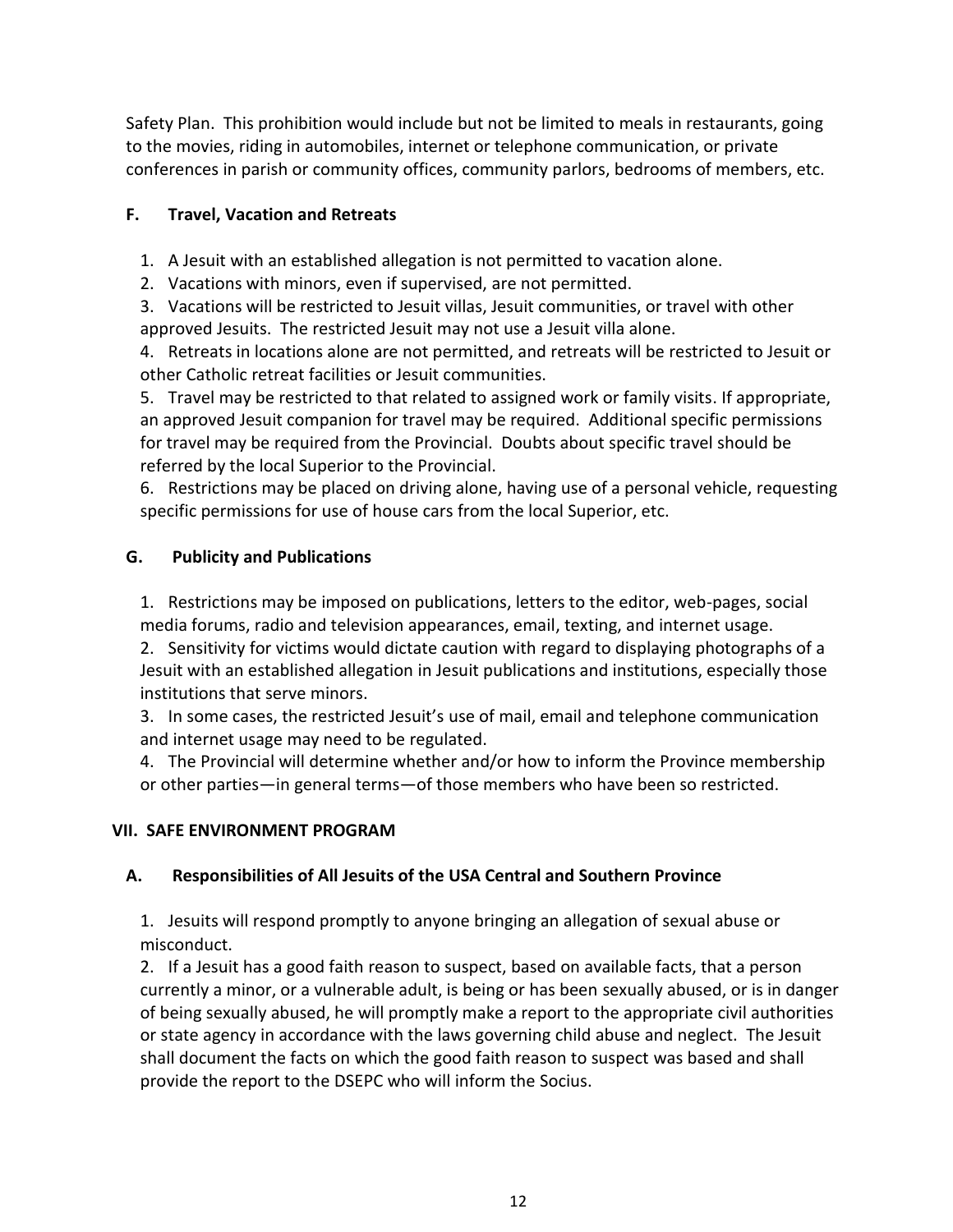Safety Plan. This prohibition would include but not be limited to meals in restaurants, going to the movies, riding in automobiles, internet or telephone communication, or private conferences in parish or community offices, community parlors, bedrooms of members, etc.

### F. Travel, Vacation and Retreats

1. A Jesuit with an established allegation is not permitted to vacation alone.
2. Vacations with minors, even if supervised, are not permitted.
3. Vacations will be restricted to Jesuit villas, Jesuit communities, or travel with other approved Jesuits. The restricted Jesuit may not use a Jesuit villa alone.
4. Retreats in locations alone are not permitted, and retreats will be restricted to Jesuit or other Catholic retreat facilities or Jesuit communities.
5. Travel may be restricted to that related to assigned work or family visits. If appropriate, an approved Jesuit companion for travel may be required. Additional specific permissions for travel may be required from the Provincial. Doubts about specific travel should be referred by the local Superior to the Provincial.
6. Restrictions may be placed on driving alone, having use of a personal vehicle, requesting specific permissions for use of house cars from the local Superior, etc.

### G. Publicity and Publications

1. Restrictions may be imposed on publications, letters to the editor, web-pages, social media forums, radio and television appearances, email, texting, and internet usage.
2. Sensitivity for victims would dictate caution with regard to displaying photographs of a Jesuit with an established allegation in Jesuit publications and institutions, especially those institutions that serve minors.
3. In some cases, the restricted Jesuit's use of mail, email and telephone communication and internet usage may need to be regulated.
4. The Provincial will determine whether and/or how to inform the Province membership or other parties—in general terms—of those members who have been so restricted.

## VII. SAFE ENVIRONMENT PROGRAM

### A. Responsibilities of All Jesuits of the USA Central and Southern Province

1. Jesuits will respond promptly to anyone bringing an allegation of sexual abuse or misconduct.
2. If a Jesuit has a good faith reason to suspect, based on available facts, that a person currently a minor, or a vulnerable adult, is being or has been sexually abused, or is in danger of being sexually abused, he will promptly make a report to the appropriate civil authorities or state agency in accordance with the laws governing child abuse and neglect. The Jesuit shall document the facts on which the good faith reason to suspect was based and shall provide the report to the DSEPC who will inform the Socius.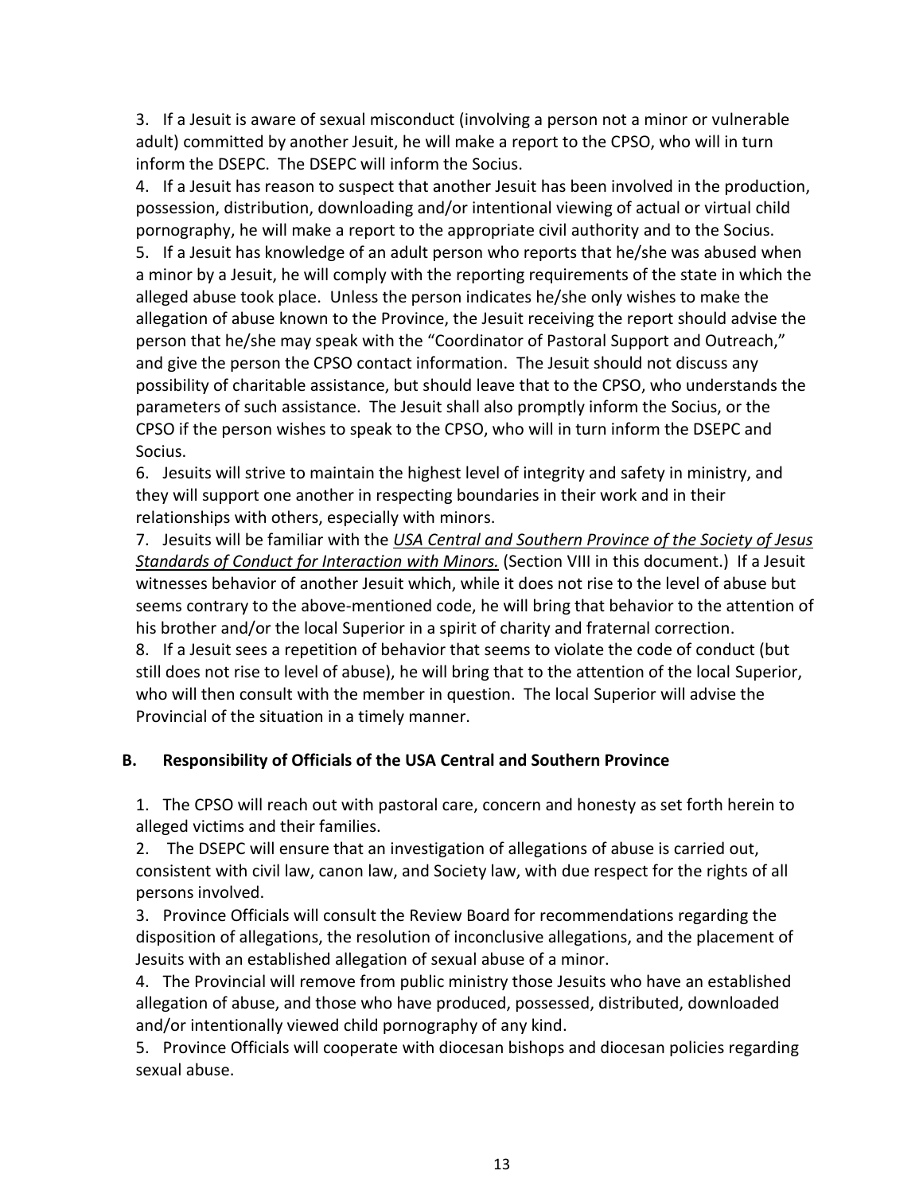3. If a Jesuit is aware of sexual misconduct (involving a person not a minor or vulnerable adult) committed by another Jesuit, he will make a report to the CPSO, who will in turn inform the DSEPC. The DSEPC will inform the Socius.

4. If a Jesuit has reason to suspect that another Jesuit has been involved in the production, possession, distribution, downloading and/or intentional viewing of actual or virtual child pornography, he will make a report to the appropriate civil authority and to the Socius.

5. If a Jesuit has knowledge of an adult person who reports that he/she was abused when a minor by a Jesuit, he will comply with the reporting requirements of the state in which the alleged abuse took place. Unless the person indicates he/she only wishes to make the allegation of abuse known to the Province, the Jesuit receiving the report should advise the person that he/she may speak with the "Coordinator of Pastoral Support and Outreach," and give the person the CPSO contact information. The Jesuit should not discuss any possibility of charitable assistance, but should leave that to the CPSO, who understands the parameters of such assistance. The Jesuit shall also promptly inform the Socius, or the CPSO if the person wishes to speak to the CPSO, who will in turn inform the DSEPC and Socius.

6. Jesuits will strive to maintain the highest level of integrity and safety in ministry, and they will support one another in respecting boundaries in their work and in their relationships with others, especially with minors.

7. Jesuits will be familiar with the *USA Central and Southern Province of the Society of Jesus Standards of Conduct for Interaction with Minors.* (Section VIII in this document.) If a Jesuit witnesses behavior of another Jesuit which, while it does not rise to the level of abuse but seems contrary to the above-mentioned code, he will bring that behavior to the attention of his brother and/or the local Superior in a spirit of charity and fraternal correction.

8. If a Jesuit sees a repetition of behavior that seems to violate the code of conduct (but still does not rise to level of abuse), he will bring that to the attention of the local Superior, who will then consult with the member in question. The local Superior will advise the Provincial of the situation in a timely manner.

### B. Responsibility of Officials of the USA Central and Southern Province

1. The CPSO will reach out with pastoral care, concern and honesty as set forth herein to alleged victims and their families.

2. The DSEPC will ensure that an investigation of allegations of abuse is carried out, consistent with civil law, canon law, and Society law, with due respect for the rights of all persons involved.

3. Province Officials will consult the Review Board for recommendations regarding the disposition of allegations, the resolution of inconclusive allegations, and the placement of Jesuits with an established allegation of sexual abuse of a minor.

4. The Provincial will remove from public ministry those Jesuits who have an established allegation of abuse, and those who have produced, possessed, distributed, downloaded and/or intentionally viewed child pornography of any kind.

5. Province Officials will cooperate with diocesan bishops and diocesan policies regarding sexual abuse.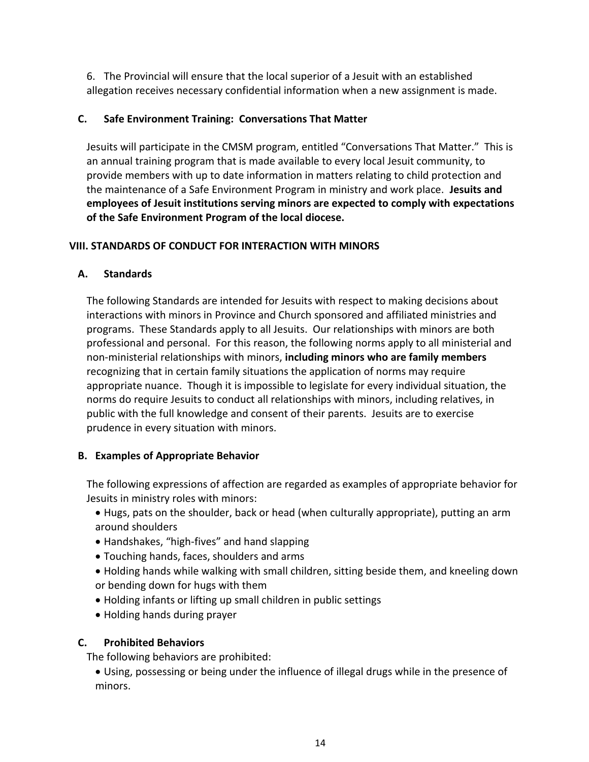6. The Provincial will ensure that the local superior of a Jesuit with an established allegation receives necessary confidential information when a new assignment is made.

### C. Safe Environment Training: Conversations That Matter

Jesuits will participate in the CMSM program, entitled "Conversations That Matter." This is an annual training program that is made available to every local Jesuit community, to provide members with up to date information in matters relating to child protection and the maintenance of a Safe Environment Program in ministry and work place. **Jesuits and employees of Jesuit institutions serving minors are expected to comply with expectations of the Safe Environment Program of the local diocese.**

## VIII. STANDARDS OF CONDUCT FOR INTERACTION WITH MINORS

### A. Standards

The following Standards are intended for Jesuits with respect to making decisions about interactions with minors in Province and Church sponsored and affiliated ministries and programs. These Standards apply to all Jesuits. Our relationships with minors are both professional and personal. For this reason, the following norms apply to all ministerial and non-ministerial relationships with minors, **including minors who are family members** recognizing that in certain family situations the application of norms may require appropriate nuance. Though it is impossible to legislate for every individual situation, the norms do require Jesuits to conduct all relationships with minors, including relatives, in public with the full knowledge and consent of their parents. Jesuits are to exercise prudence in every situation with minors.

### B. Examples of Appropriate Behavior

The following expressions of affection are regarded as examples of appropriate behavior for Jesuits in ministry roles with minors:

- Hugs, pats on the shoulder, back or head (when culturally appropriate), putting an arm around shoulders
- Handshakes, "high-fives" and hand slapping
- Touching hands, faces, shoulders and arms
- Holding hands while walking with small children, sitting beside them, and kneeling down or bending down for hugs with them
- Holding infants or lifting up small children in public settings
- Holding hands during prayer

### C. Prohibited Behaviors

The following behaviors are prohibited:

- Using, possessing or being under the influence of illegal drugs while in the presence of minors.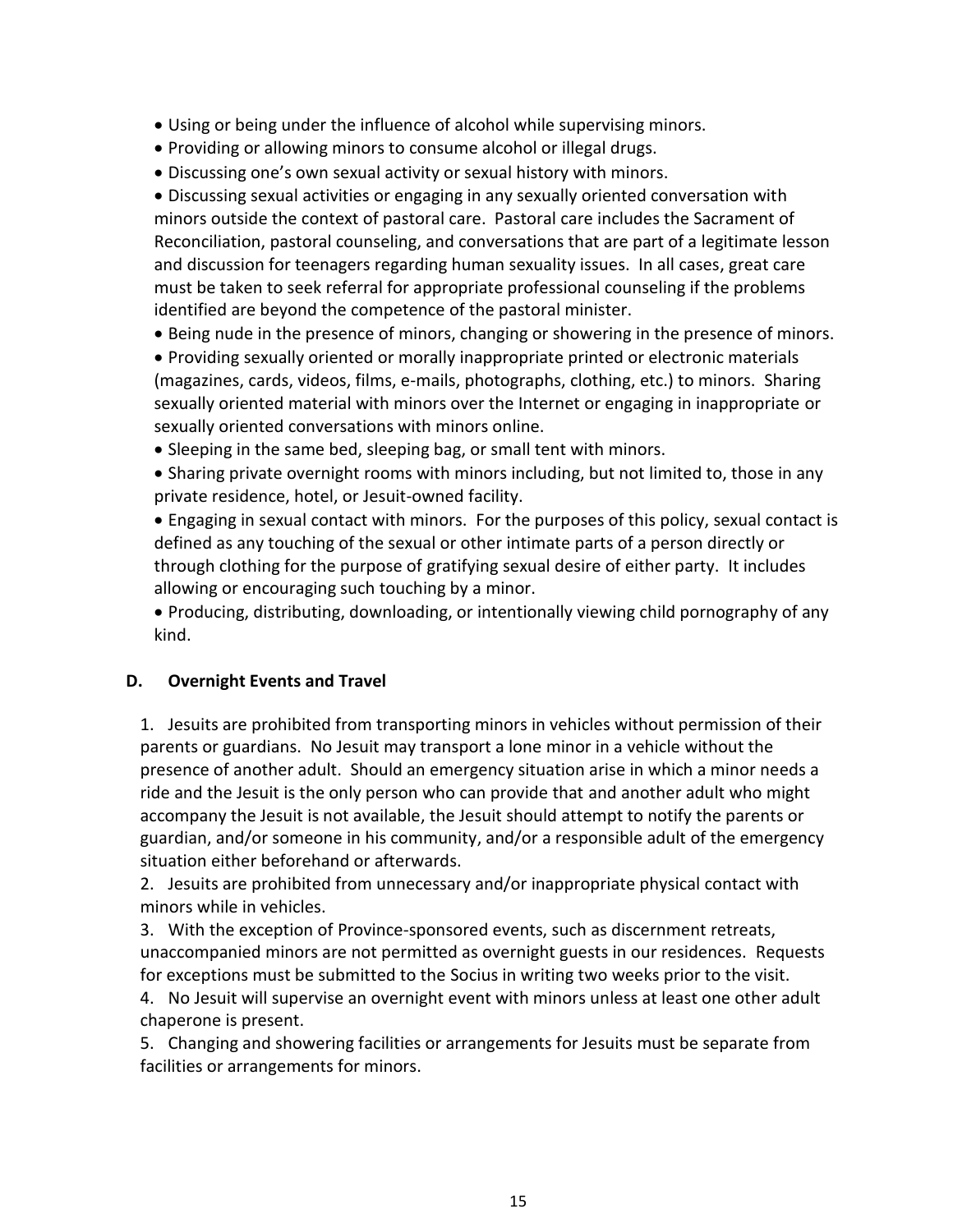- Using or being under the influence of alcohol while supervising minors.
- Providing or allowing minors to consume alcohol or illegal drugs.
- Discussing one's own sexual activity or sexual history with minors.
- Discussing sexual activities or engaging in any sexually oriented conversation with minors outside the context of pastoral care. Pastoral care includes the Sacrament of Reconciliation, pastoral counseling, and conversations that are part of a legitimate lesson and discussion for teenagers regarding human sexuality issues. In all cases, great care must be taken to seek referral for appropriate professional counseling if the problems identified are beyond the competence of the pastoral minister.
- Being nude in the presence of minors, changing or showering in the presence of minors.
- Providing sexually oriented or morally inappropriate printed or electronic materials (magazines, cards, videos, films, e-mails, photographs, clothing, etc.) to minors. Sharing sexually oriented material with minors over the Internet or engaging in inappropriate or sexually oriented conversations with minors online.
- Sleeping in the same bed, sleeping bag, or small tent with minors.
- Sharing private overnight rooms with minors including, but not limited to, those in any private residence, hotel, or Jesuit-owned facility.
- Engaging in sexual contact with minors. For the purposes of this policy, sexual contact is defined as any touching of the sexual or other intimate parts of a person directly or through clothing for the purpose of gratifying sexual desire of either party. It includes allowing or encouraging such touching by a minor.
- Producing, distributing, downloading, or intentionally viewing child pornography of any kind.

### D. Overnight Events and Travel

1. Jesuits are prohibited from transporting minors in vehicles without permission of their parents or guardians. No Jesuit may transport a lone minor in a vehicle without the presence of another adult. Should an emergency situation arise in which a minor needs a ride and the Jesuit is the only person who can provide that and another adult who might accompany the Jesuit is not available, the Jesuit should attempt to notify the parents or guardian, and/or someone in his community, and/or a responsible adult of the emergency situation either beforehand or afterwards.
2. Jesuits are prohibited from unnecessary and/or inappropriate physical contact with minors while in vehicles.
3. With the exception of Province-sponsored events, such as discernment retreats, unaccompanied minors are not permitted as overnight guests in our residences. Requests for exceptions must be submitted to the Socius in writing two weeks prior to the visit.
4. No Jesuit will supervise an overnight event with minors unless at least one other adult chaperone is present.
5. Changing and showering facilities or arrangements for Jesuits must be separate from facilities or arrangements for minors.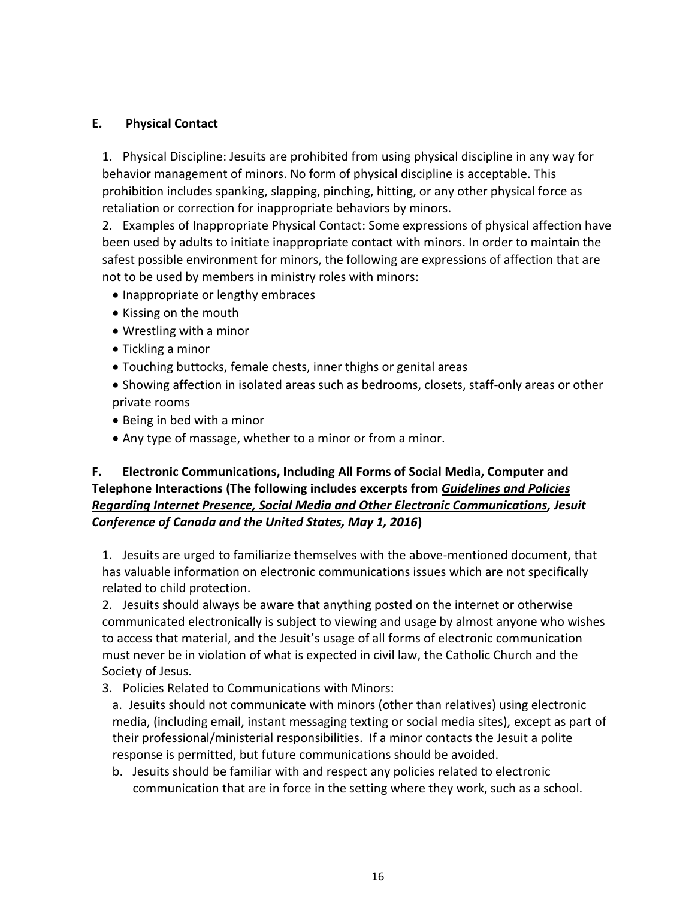### E. Physical Contact

1. Physical Discipline: Jesuits are prohibited from using physical discipline in any way for behavior management of minors. No form of physical discipline is acceptable. This prohibition includes spanking, slapping, pinching, hitting, or any other physical force as retaliation or correction for inappropriate behaviors by minors.
2. Examples of Inappropriate Physical Contact: Some expressions of physical affection have been used by adults to initiate inappropriate contact with minors. In order to maintain the safest possible environment for minors, the following are expressions of affection that are not to be used by members in ministry roles with minors:
   - Inappropriate or lengthy embraces
   - Kissing on the mouth
   - Wrestling with a minor
   - Tickling a minor
   - Touching buttocks, female chests, inner thighs or genital areas
   - Showing affection in isolated areas such as bedrooms, closets, staff-only areas or other private rooms
   - Being in bed with a minor
   - Any type of massage, whether to a minor or from a minor.

### F. Electronic Communications, Including All Forms of Social Media, Computer and Telephone Interactions (The following includes excerpts from ***Guidelines and Policies Regarding Internet Presence, Social Media and Other Electronic Communications**, Jesuit Conference of Canada and the United States, May 1, 2016*)

1. Jesuits are urged to familiarize themselves with the above-mentioned document, that has valuable information on electronic communications issues which are not specifically related to child protection.
2. Jesuits should always be aware that anything posted on the internet or otherwise communicated electronically is subject to viewing and usage by almost anyone who wishes to access that material, and the Jesuit's usage of all forms of electronic communication must never be in violation of what is expected in civil law, the Catholic Church and the Society of Jesus.
3. Policies Related to Communications with Minors:
   a. Jesuits should not communicate with minors (other than relatives) using electronic media, (including email, instant messaging texting or social media sites), except as part of their professional/ministerial responsibilities. If a minor contacts the Jesuit a polite response is permitted, but future communications should be avoided.
   b. Jesuits should be familiar with and respect any policies related to electronic communication that are in force in the setting where they work, such as a school.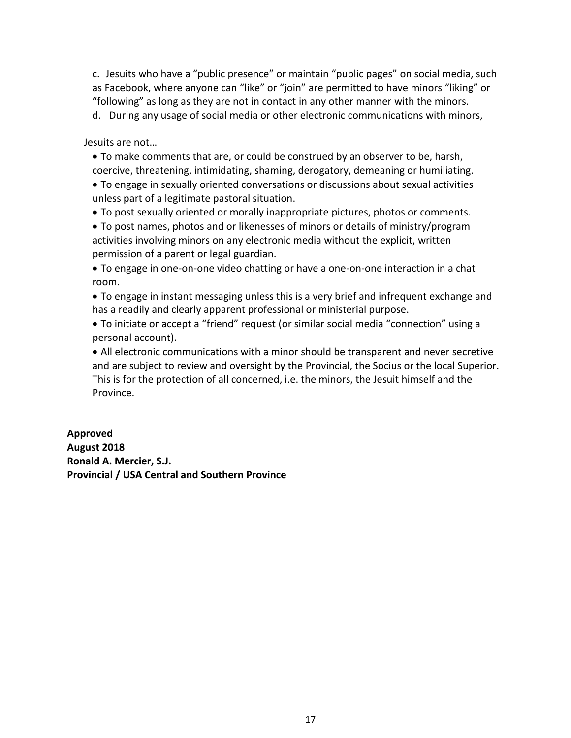c. Jesuits who have a "public presence" or maintain "public pages" on social media, such as Facebook, where anyone can "like" or "join" are permitted to have minors "liking" or "following" as long as they are not in contact in any other manner with the minors.

d. During any usage of social media or other electronic communications with minors,

Jesuits are not…

- To make comments that are, or could be construed by an observer to be, harsh, coercive, threatening, intimidating, shaming, derogatory, demeaning or humiliating.
- To engage in sexually oriented conversations or discussions about sexual activities unless part of a legitimate pastoral situation.
- To post sexually oriented or morally inappropriate pictures, photos or comments.
- To post names, photos and or likenesses of minors or details of ministry/program activities involving minors on any electronic media without the explicit, written permission of a parent or legal guardian.
- To engage in one-on-one video chatting or have a one-on-one interaction in a chat room.
- To engage in instant messaging unless this is a very brief and infrequent exchange and has a readily and clearly apparent professional or ministerial purpose.
- To initiate or accept a "friend" request (or similar social media "connection" using a personal account).
- All electronic communications with a minor should be transparent and never secretive and are subject to review and oversight by the Provincial, the Socius or the local Superior. This is for the protection of all concerned, i.e. the minors, the Jesuit himself and the Province.

**Approved**
**August 2018**
**Ronald A. Mercier, S.J.**
**Provincial / USA Central and Southern Province**